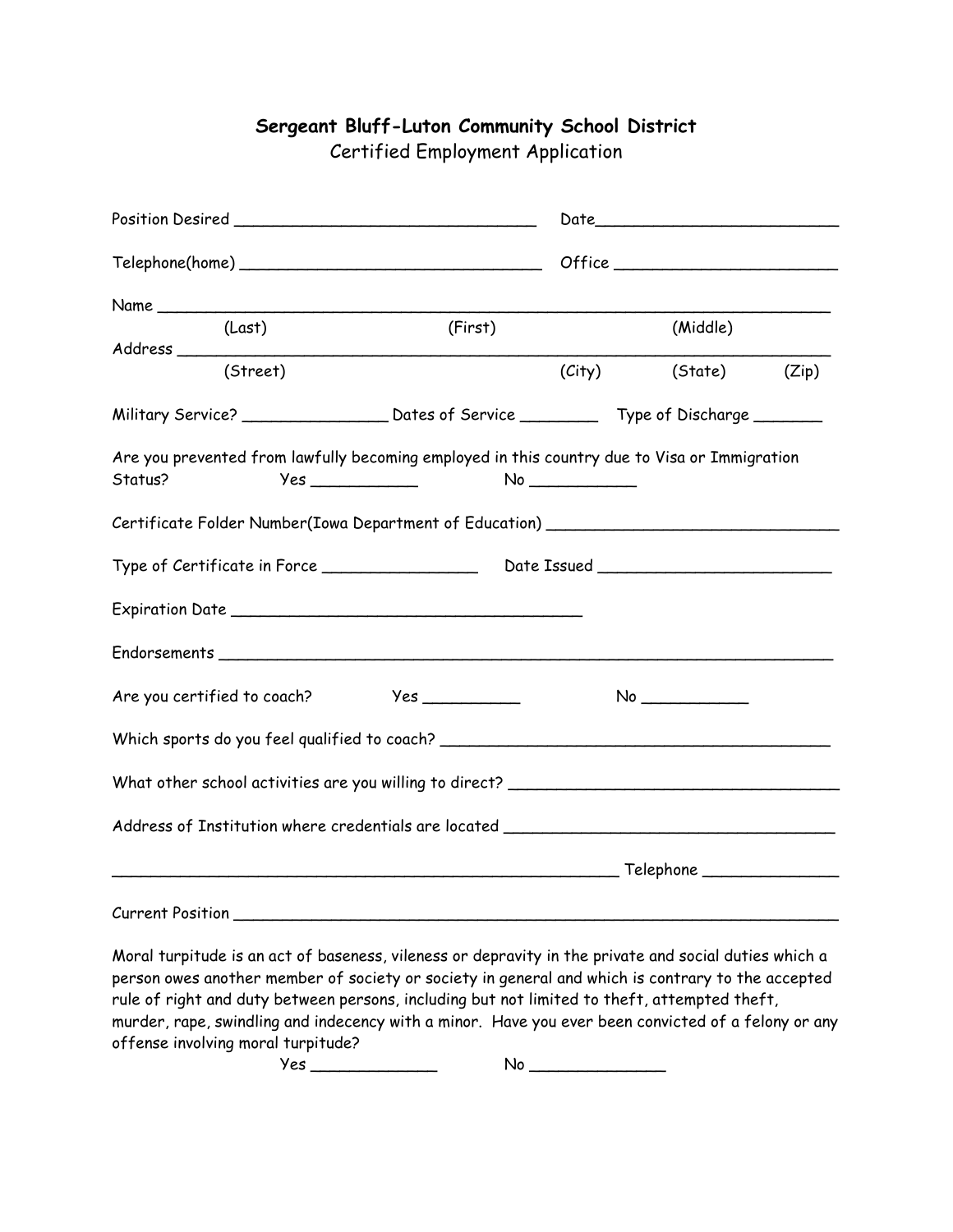## Sergeant Bluff-Luton Community School District

Certified Employment Application

Position Desired ________________________________ Date_________________________

Telephone(home) ________________________________ Office _______________________

Name ________________________________________________________________________

(Last) (First) (Middle)

Address ______________________________________________________________________

(Street) (City) (State) (Zip)

Military Service? _______________ Dates of Service ________ Type of Discharge _______

Are you prevented from lawfully becoming employed in this country due to Visa or Immigration Status? Yes ___________ No ___________

Certificate Folder Number(Iowa Department of Education) ______________________________

Type of Certificate in Force ________________ Date Issued ________________________

Expiration Date _____________________________________

Endorsements _________________________________________________________________

Are you certified to coach? Yes __________ No ___________

Which sports do you feel qualified to coach? ________________________________________

What other school activities are you willing to direct? ____________________________________

Address of Institution where credentials are located __________________________________

______________________________________________________ Telephone ______________

Current Position _______________________________________________________________

Moral turpitude is an act of baseness, vileness or depravity in the private and social duties which a person owes another member of society or society in general and which is contrary to the accepted rule of right and duty between persons, including but not limited to theft, attempted theft, murder, rape, swindling and indecency with a minor. Have you ever been convicted of a felony or any offense involving moral turpitude?

Yes _____________ No ______________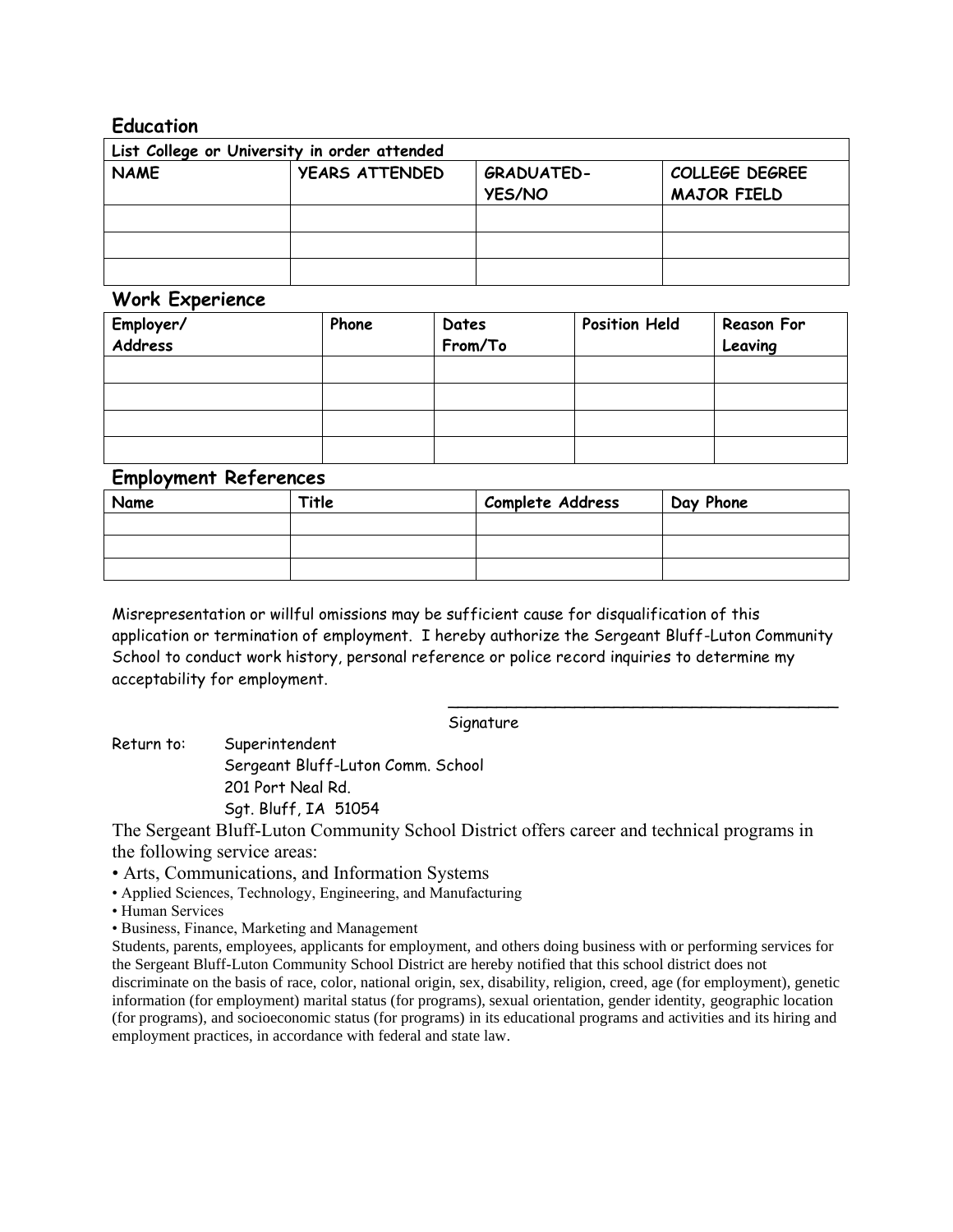## Education

| List College or University in order attended | | | |
|---|---|---|---|
| NAME | YEARS ATTENDED | GRADUATED-YES/NO | COLLEGE DEGREE MAJOR FIELD |
| | | | |
| | | | |
| | | | |

## Work Experience

| Employer/ Address | Phone | Dates From/To | Position Held | Reason For Leaving |
|---|---|---|---|---|
| | | | | |
| | | | | |
| | | | | |
| | | | | |

## Employment References

| Name | Title | Complete Address | Day Phone |
|---|---|---|---|
| | | | |
| | | | |
| | | | |

Misrepresentation or willful omissions may be sufficient cause for disqualification of this application or termination of employment. I hereby authorize the Sergeant Bluff-Luton Community School to conduct work history, personal reference or police record inquiries to determine my acceptability for employment.

\_\_\_\_\_\_\_\_\_\_\_\_\_\_\_\_\_\_\_\_\_\_\_\_\_\_\_\_\_\_\_\_\_\_\_\_\_\_\_\_\_\_

Signature

Return to: Superintendent
Sergeant Bluff-Luton Comm. School
201 Port Neal Rd.
Sgt. Bluff, IA 51054

The Sergeant Bluff-Luton Community School District offers career and technical programs in the following service areas:

- Arts, Communications, and Information Systems
- Applied Sciences, Technology, Engineering, and Manufacturing
- Human Services
- Business, Finance, Marketing and Management

Students, parents, employees, applicants for employment, and others doing business with or performing services for the Sergeant Bluff-Luton Community School District are hereby notified that this school district does not discriminate on the basis of race, color, national origin, sex, disability, religion, creed, age (for employment), genetic information (for employment) marital status (for programs), sexual orientation, gender identity, geographic location (for programs), and socioeconomic status (for programs) in its educational programs and activities and its hiring and employment practices, in accordance with federal and state law.